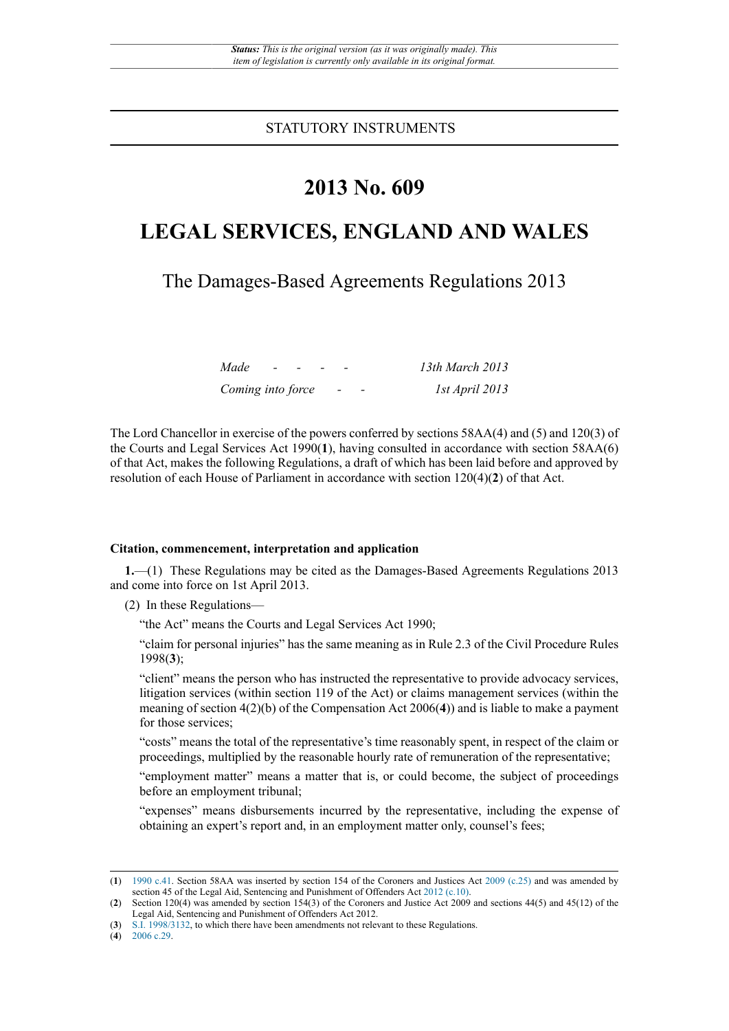*Status: This is the original version (as it was originally made). This item of legislation is currently only available in its original format.*

STATUTORY INSTRUMENTS

# 2013 No. 609

# LEGAL SERVICES, ENGLAND AND WALES

## The Damages-Based Agreements Regulations 2013

| | |
|---|---|
| *Made - - - -* | *13th March 2013* |
| *Coming into force - -* | *1st April 2013* |

The Lord Chancellor in exercise of the powers conferred by sections 58AA(4) and (5) and 120(3) of the Courts and Legal Services Act 1990(**1**), having consulted in accordance with section 58AA(6) of that Act, makes the following Regulations, a draft of which has been laid before and approved by resolution of each House of Parliament in accordance with section 120(4)(**2**) of that Act.

**Citation, commencement, interpretation and application**

**1.**—(1) These Regulations may be cited as the Damages-Based Agreements Regulations 2013 and come into force on 1st April 2013.

(2) In these Regulations—

"the Act" means the Courts and Legal Services Act 1990;

"claim for personal injuries" has the same meaning as in Rule 2.3 of the Civil Procedure Rules 1998(**3**);

"client" means the person who has instructed the representative to provide advocacy services, litigation services (within section 119 of the Act) or claims management services (within the meaning of section 4(2)(b) of the Compensation Act 2006(**4**)) and is liable to make a payment for those services;

"costs" means the total of the representative's time reasonably spent, in respect of the claim or proceedings, multiplied by the reasonable hourly rate of remuneration of the representative;

"employment matter" means a matter that is, or could become, the subject of proceedings before an employment tribunal;

"expenses" means disbursements incurred by the representative, including the expense of obtaining an expert's report and, in an employment matter only, counsel's fees;

---

(**1**) 1990 c.41. Section 58AA was inserted by section 154 of the Coroners and Justices Act 2009 (c.25) and was amended by section 45 of the Legal Aid, Sentencing and Punishment of Offenders Act 2012 (c.10).

(**2**) Section 120(4) was amended by section 154(3) of the Coroners and Justice Act 2009 and sections 44(5) and 45(12) of the Legal Aid, Sentencing and Punishment of Offenders Act 2012.

(**3**) S.I. 1998/3132, to which there have been amendments not relevant to these Regulations.

(**4**) 2006 c.29.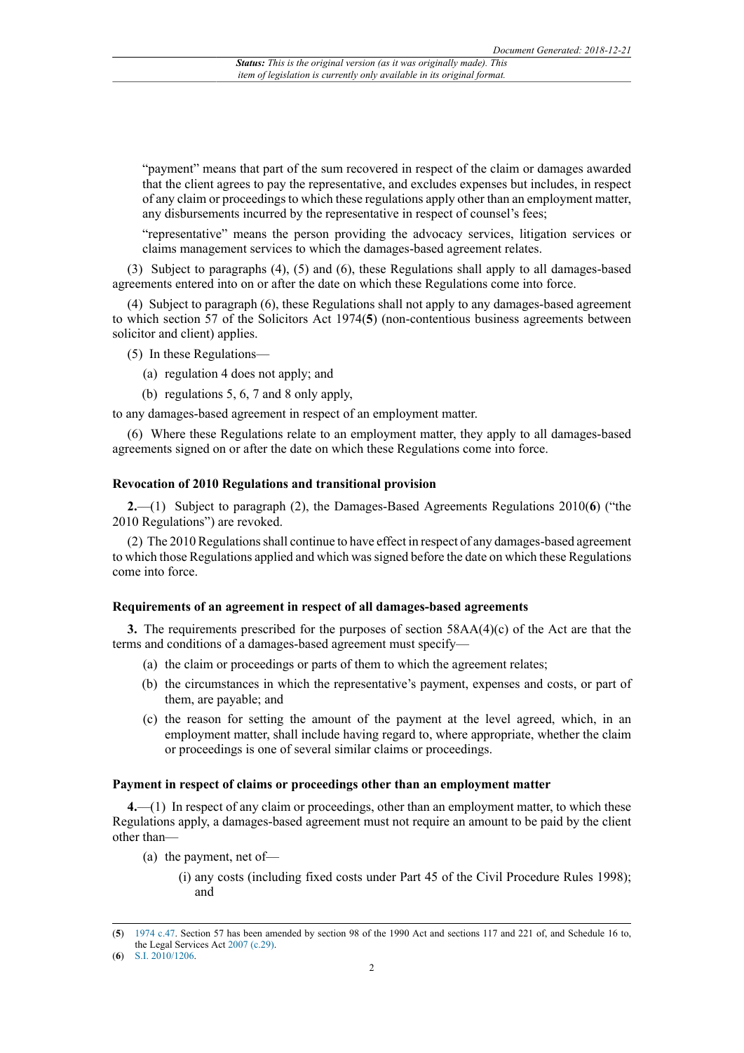"payment" means that part of the sum recovered in respect of the claim or damages awarded that the client agrees to pay the representative, and excludes expenses but includes, in respect of any claim or proceedings to which these regulations apply other than an employment matter, any disbursements incurred by the representative in respect of counsel's fees;

"representative" means the person providing the advocacy services, litigation services or claims management services to which the damages-based agreement relates.

(3) Subject to paragraphs (4), (5) and (6), these Regulations shall apply to all damages-based agreements entered into on or after the date on which these Regulations come into force.

(4) Subject to paragraph (6), these Regulations shall not apply to any damages-based agreement to which section 57 of the Solicitors Act 1974(**5**) (non-contentious business agreements between solicitor and client) applies.

(5) In these Regulations—

(a) regulation 4 does not apply; and

(b) regulations 5, 6, 7 and 8 only apply,

to any damages-based agreement in respect of an employment matter.

(6) Where these Regulations relate to an employment matter, they apply to all damages-based agreements signed on or after the date on which these Regulations come into force.

### Revocation of 2010 Regulations and transitional provision

**2.**—(1) Subject to paragraph (2), the Damages-Based Agreements Regulations 2010(**6**) ("the 2010 Regulations") are revoked.

(2) The 2010 Regulations shall continue to have effect in respect of any damages-based agreement to which those Regulations applied and which was signed before the date on which these Regulations come into force.

### Requirements of an agreement in respect of all damages-based agreements

**3.** The requirements prescribed for the purposes of section 58AA(4)(c) of the Act are that the terms and conditions of a damages-based agreement must specify—

(a) the claim or proceedings or parts of them to which the agreement relates;

(b) the circumstances in which the representative's payment, expenses and costs, or part of them, are payable; and

(c) the reason for setting the amount of the payment at the level agreed, which, in an employment matter, shall include having regard to, where appropriate, whether the claim or proceedings is one of several similar claims or proceedings.

### Payment in respect of claims or proceedings other than an employment matter

**4.**—(1) In respect of any claim or proceedings, other than an employment matter, to which these Regulations apply, a damages-based agreement must not require an amount to be paid by the client other than—

(a) the payment, net of—

(i) any costs (including fixed costs under Part 45 of the Civil Procedure Rules 1998); and

---

(**5**) 1974 c.47. Section 57 has been amended by section 98 of the 1990 Act and sections 117 and 221 of, and Schedule 16 to, the Legal Services Act 2007 (c.29).

(**6**) S.I. 2010/1206.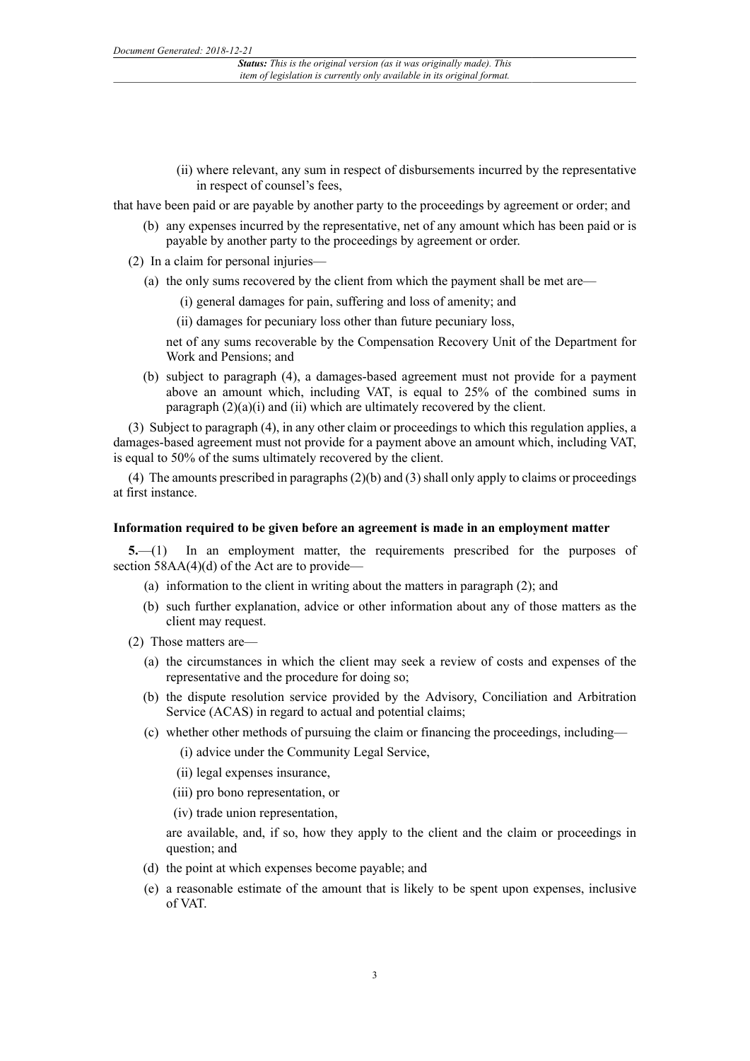(ii) where relevant, any sum in respect of disbursements incurred by the representative in respect of counsel's fees,

that have been paid or are payable by another party to the proceedings by agreement or order; and

(b) any expenses incurred by the representative, net of any amount which has been paid or is payable by another party to the proceedings by agreement or order.

(2) In a claim for personal injuries—

(a) the only sums recovered by the client from which the payment shall be met are—

(i) general damages for pain, suffering and loss of amenity; and

(ii) damages for pecuniary loss other than future pecuniary loss,

net of any sums recoverable by the Compensation Recovery Unit of the Department for Work and Pensions; and

(b) subject to paragraph (4), a damages-based agreement must not provide for a payment above an amount which, including VAT, is equal to 25% of the combined sums in paragraph (2)(a)(i) and (ii) which are ultimately recovered by the client.

(3) Subject to paragraph (4), in any other claim or proceedings to which this regulation applies, a damages-based agreement must not provide for a payment above an amount which, including VAT, is equal to 50% of the sums ultimately recovered by the client.

(4) The amounts prescribed in paragraphs (2)(b) and (3) shall only apply to claims or proceedings at first instance.

**Information required to be given before an agreement is made in an employment matter**

**5.**—(1) In an employment matter, the requirements prescribed for the purposes of section 58AA(4)(d) of the Act are to provide—

(a) information to the client in writing about the matters in paragraph (2); and

(b) such further explanation, advice or other information about any of those matters as the client may request.

(2) Those matters are—

(a) the circumstances in which the client may seek a review of costs and expenses of the representative and the procedure for doing so;

(b) the dispute resolution service provided by the Advisory, Conciliation and Arbitration Service (ACAS) in regard to actual and potential claims;

(c) whether other methods of pursuing the claim or financing the proceedings, including—

(i) advice under the Community Legal Service,

(ii) legal expenses insurance,

(iii) pro bono representation, or

(iv) trade union representation,

are available, and, if so, how they apply to the client and the claim or proceedings in question; and

(d) the point at which expenses become payable; and

(e) a reasonable estimate of the amount that is likely to be spent upon expenses, inclusive of VAT.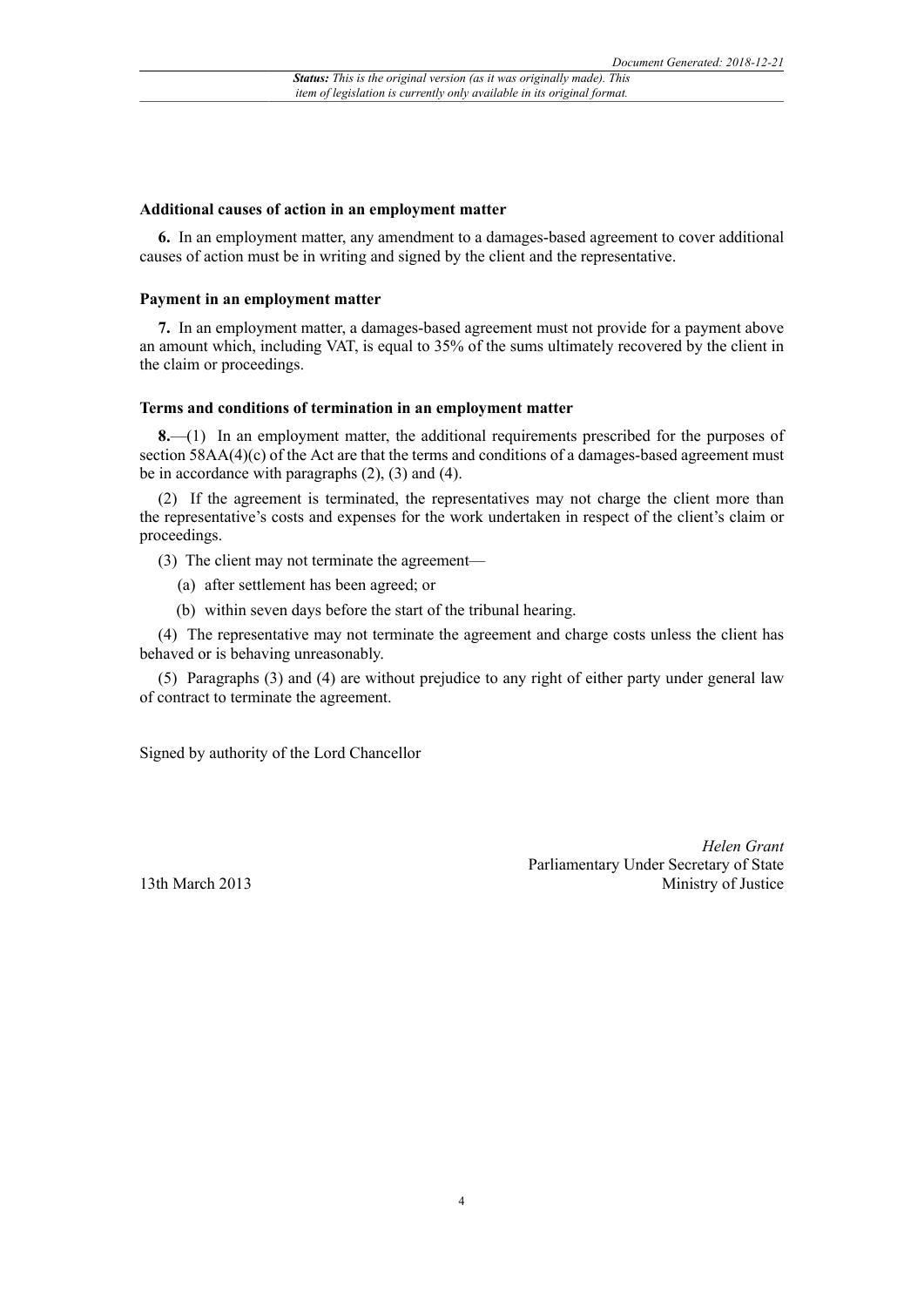### Additional causes of action in an employment matter

**6.** In an employment matter, any amendment to a damages-based agreement to cover additional causes of action must be in writing and signed by the client and the representative.

### Payment in an employment matter

**7.** In an employment matter, a damages-based agreement must not provide for a payment above an amount which, including VAT, is equal to 35% of the sums ultimately recovered by the client in the claim or proceedings.

### Terms and conditions of termination in an employment matter

**8.**—(1) In an employment matter, the additional requirements prescribed for the purposes of section 58AA(4)(c) of the Act are that the terms and conditions of a damages-based agreement must be in accordance with paragraphs (2), (3) and (4).

(2) If the agreement is terminated, the representatives may not charge the client more than the representative's costs and expenses for the work undertaken in respect of the client's claim or proceedings.

(3) The client may not terminate the agreement—

(a) after settlement has been agreed; or

(b) within seven days before the start of the tribunal hearing.

(4) The representative may not terminate the agreement and charge costs unless the client has behaved or is behaving unreasonably.

(5) Paragraphs (3) and (4) are without prejudice to any right of either party under general law of contract to terminate the agreement.

Signed by authority of the Lord Chancellor

*Helen Grant*
Parliamentary Under Secretary of State
Ministry of Justice

13th March 2013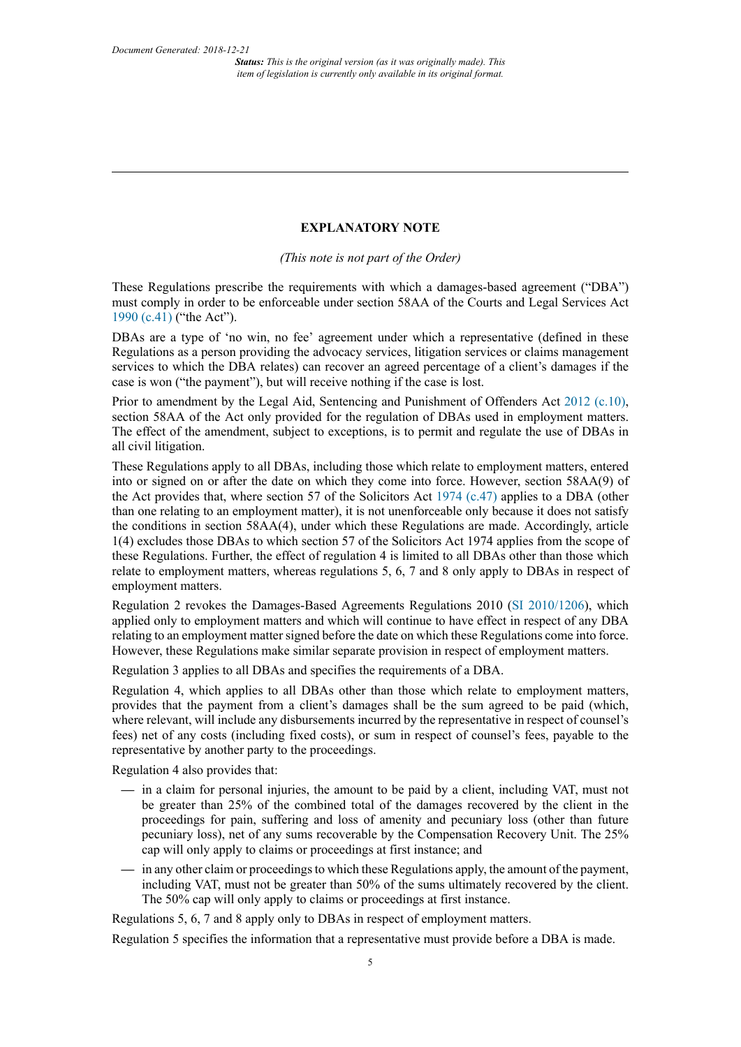## EXPLANATORY NOTE

*(This note is not part of the Order)*

These Regulations prescribe the requirements with which a damages-based agreement ("DBA") must comply in order to be enforceable under section 58AA of the Courts and Legal Services Act 1990 (c.41) ("the Act").

DBAs are a type of 'no win, no fee' agreement under which a representative (defined in these Regulations as a person providing the advocacy services, litigation services or claims management services to which the DBA relates) can recover an agreed percentage of a client's damages if the case is won ("the payment"), but will receive nothing if the case is lost.

Prior to amendment by the Legal Aid, Sentencing and Punishment of Offenders Act 2012 (c.10), section 58AA of the Act only provided for the regulation of DBAs used in employment matters. The effect of the amendment, subject to exceptions, is to permit and regulate the use of DBAs in all civil litigation.

These Regulations apply to all DBAs, including those which relate to employment matters, entered into or signed on or after the date on which they come into force. However, section 58AA(9) of the Act provides that, where section 57 of the Solicitors Act 1974 (c.47) applies to a DBA (other than one relating to an employment matter), it is not unenforceable only because it does not satisfy the conditions in section 58AA(4), under which these Regulations are made. Accordingly, article 1(4) excludes those DBAs to which section 57 of the Solicitors Act 1974 applies from the scope of these Regulations. Further, the effect of regulation 4 is limited to all DBAs other than those which relate to employment matters, whereas regulations 5, 6, 7 and 8 only apply to DBAs in respect of employment matters.

Regulation 2 revokes the Damages-Based Agreements Regulations 2010 (SI 2010/1206), which applied only to employment matters and which will continue to have effect in respect of any DBA relating to an employment matter signed before the date on which these Regulations come into force. However, these Regulations make similar separate provision in respect of employment matters.

Regulation 3 applies to all DBAs and specifies the requirements of a DBA.

Regulation 4, which applies to all DBAs other than those which relate to employment matters, provides that the payment from a client's damages shall be the sum agreed to be paid (which, where relevant, will include any disbursements incurred by the representative in respect of counsel's fees) net of any costs (including fixed costs), or sum in respect of counsel's fees, payable to the representative by another party to the proceedings.

Regulation 4 also provides that:

- in a claim for personal injuries, the amount to be paid by a client, including VAT, must not be greater than 25% of the combined total of the damages recovered by the client in the proceedings for pain, suffering and loss of amenity and pecuniary loss (other than future pecuniary loss), net of any sums recoverable by the Compensation Recovery Unit. The 25% cap will only apply to claims or proceedings at first instance; and
- in any other claim or proceedings to which these Regulations apply, the amount of the payment, including VAT, must not be greater than 50% of the sums ultimately recovered by the client. The 50% cap will only apply to claims or proceedings at first instance.

Regulations 5, 6, 7 and 8 apply only to DBAs in respect of employment matters.

Regulation 5 specifies the information that a representative must provide before a DBA is made.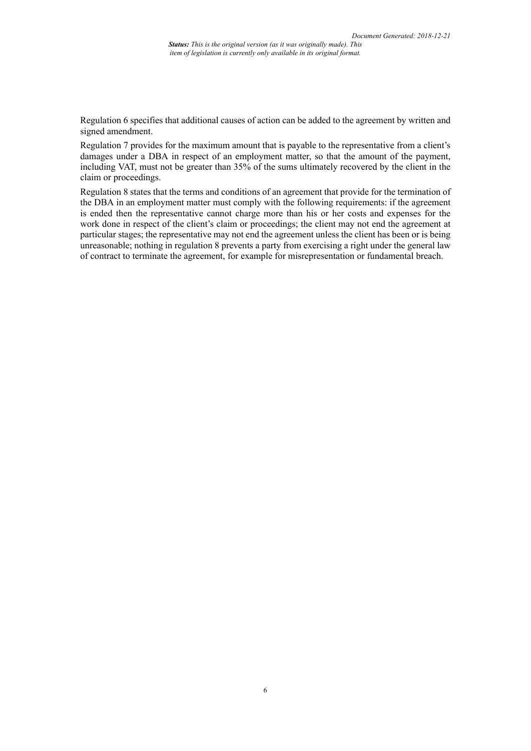Regulation 6 specifies that additional causes of action can be added to the agreement by written and signed amendment.

Regulation 7 provides for the maximum amount that is payable to the representative from a client's damages under a DBA in respect of an employment matter, so that the amount of the payment, including VAT, must not be greater than 35% of the sums ultimately recovered by the client in the claim or proceedings.

Regulation 8 states that the terms and conditions of an agreement that provide for the termination of the DBA in an employment matter must comply with the following requirements: if the agreement is ended then the representative cannot charge more than his or her costs and expenses for the work done in respect of the client's claim or proceedings; the client may not end the agreement at particular stages; the representative may not end the agreement unless the client has been or is being unreasonable; nothing in regulation 8 prevents a party from exercising a right under the general law of contract to terminate the agreement, for example for misrepresentation or fundamental breach.